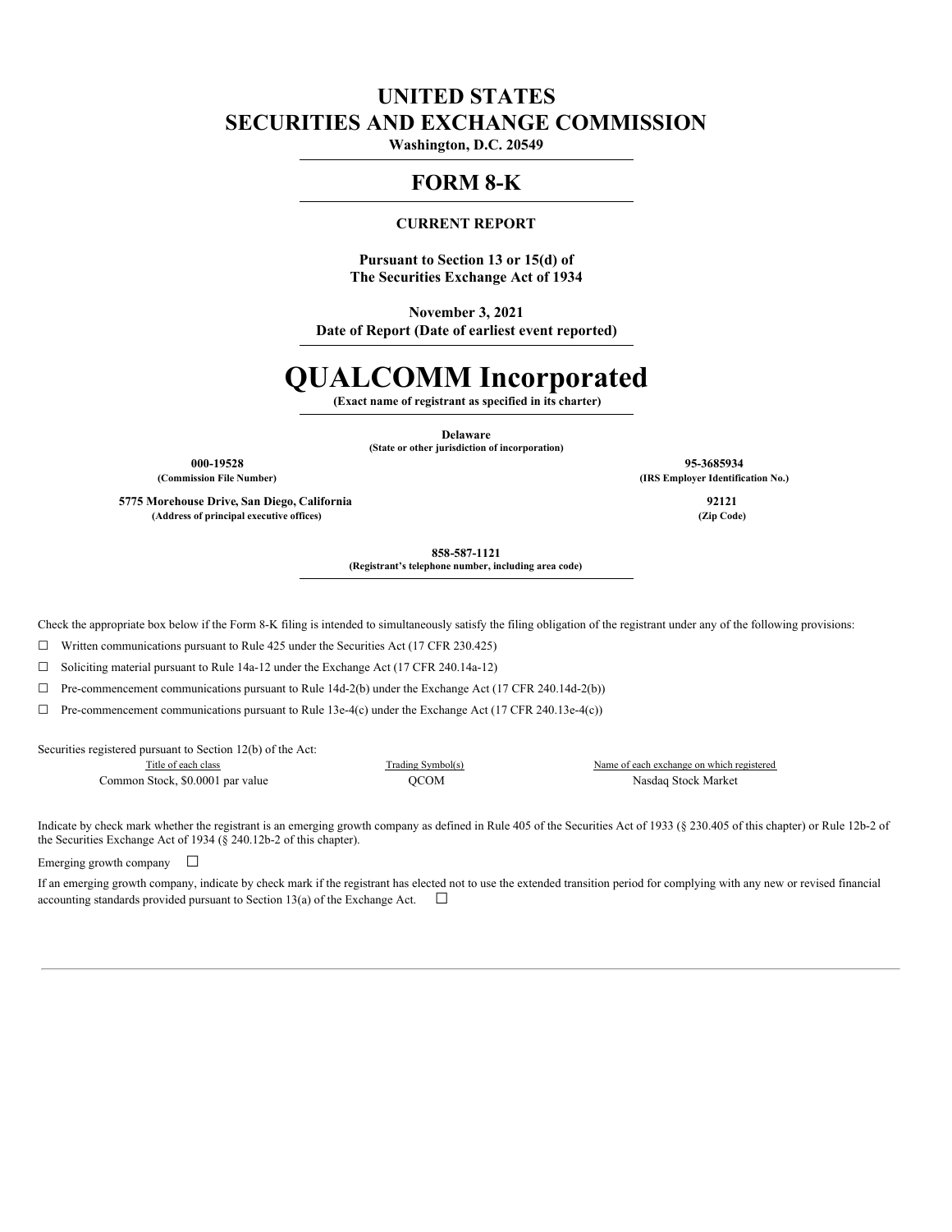# UNITED STATES
# SECURITIES AND EXCHANGE COMMISSION

**Washington, D.C. 20549**

## FORM 8-K

**CURRENT REPORT**

**Pursuant to Section 13 or 15(d) of**
**The Securities Exchange Act of 1934**

**November 3, 2021**
**Date of Report (Date of earliest event reported)**

# QUALCOMM Incorporated

**(Exact name of registrant as specified in its charter)**

**Delaware**
**(State or other jurisdiction of incorporation)**

| **000-19528** | **95-3685934** |
|---|---|
| **(Commission File Number)** | **(IRS Employer Identification No.)** |
| **5775 Morehouse Drive, San Diego, California** | **92121** |
| **(Address of principal executive offices)** | **(Zip Code)** |

**858-587-1121**
**(Registrant's telephone number, including area code)**

Check the appropriate box below if the Form 8-K filing is intended to simultaneously satisfy the filing obligation of the registrant under any of the following provisions:

☐ Written communications pursuant to Rule 425 under the Securities Act (17 CFR 230.425)

☐ Soliciting material pursuant to Rule 14a-12 under the Exchange Act (17 CFR 240.14a-12)

☐ Pre-commencement communications pursuant to Rule 14d-2(b) under the Exchange Act (17 CFR 240.14d-2(b))

☐ Pre-commencement communications pursuant to Rule 13e-4(c) under the Exchange Act (17 CFR 240.13e-4(c))

Securities registered pursuant to Section 12(b) of the Act:

| Title of each class | Trading Symbol(s) | Name of each exchange on which registered |
|---|---|---|
| Common Stock, $0.0001 par value | QCOM | Nasdaq Stock Market |

Indicate by check mark whether the registrant is an emerging growth company as defined in Rule 405 of the Securities Act of 1933 (§ 230.405 of this chapter) or Rule 12b-2 of the Securities Exchange Act of 1934 (§ 240.12b-2 of this chapter).

Emerging growth company ☐

If an emerging growth company, indicate by check mark if the registrant has elected not to use the extended transition period for complying with any new or revised financial accounting standards provided pursuant to Section 13(a) of the Exchange Act. ☐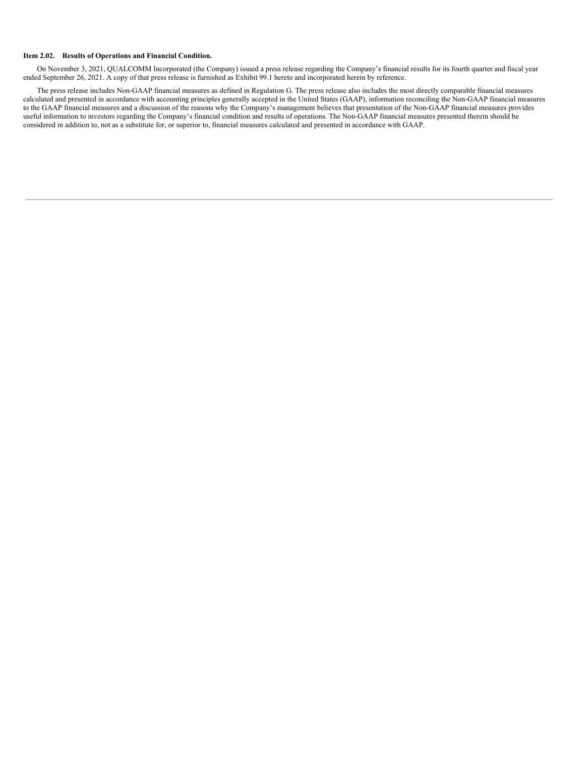**Item 2.02. Results of Operations and Financial Condition.**

On November 3, 2021, QUALCOMM Incorporated (the Company) issued a press release regarding the Company's financial results for its fourth quarter and fiscal year ended September 26, 2021. A copy of that press release is furnished as Exhibit 99.1 hereto and incorporated herein by reference.

The press release includes Non-GAAP financial measures as defined in Regulation G. The press release also includes the most directly comparable financial measures calculated and presented in accordance with accounting principles generally accepted in the United States (GAAP), information reconciling the Non-GAAP financial measures to the GAAP financial measures and a discussion of the reasons why the Company's management believes that presentation of the Non-GAAP financial measures provides useful information to investors regarding the Company's financial condition and results of operations. The Non-GAAP financial measures presented therein should be considered in addition to, not as a substitute for, or superior to, financial measures calculated and presented in accordance with GAAP.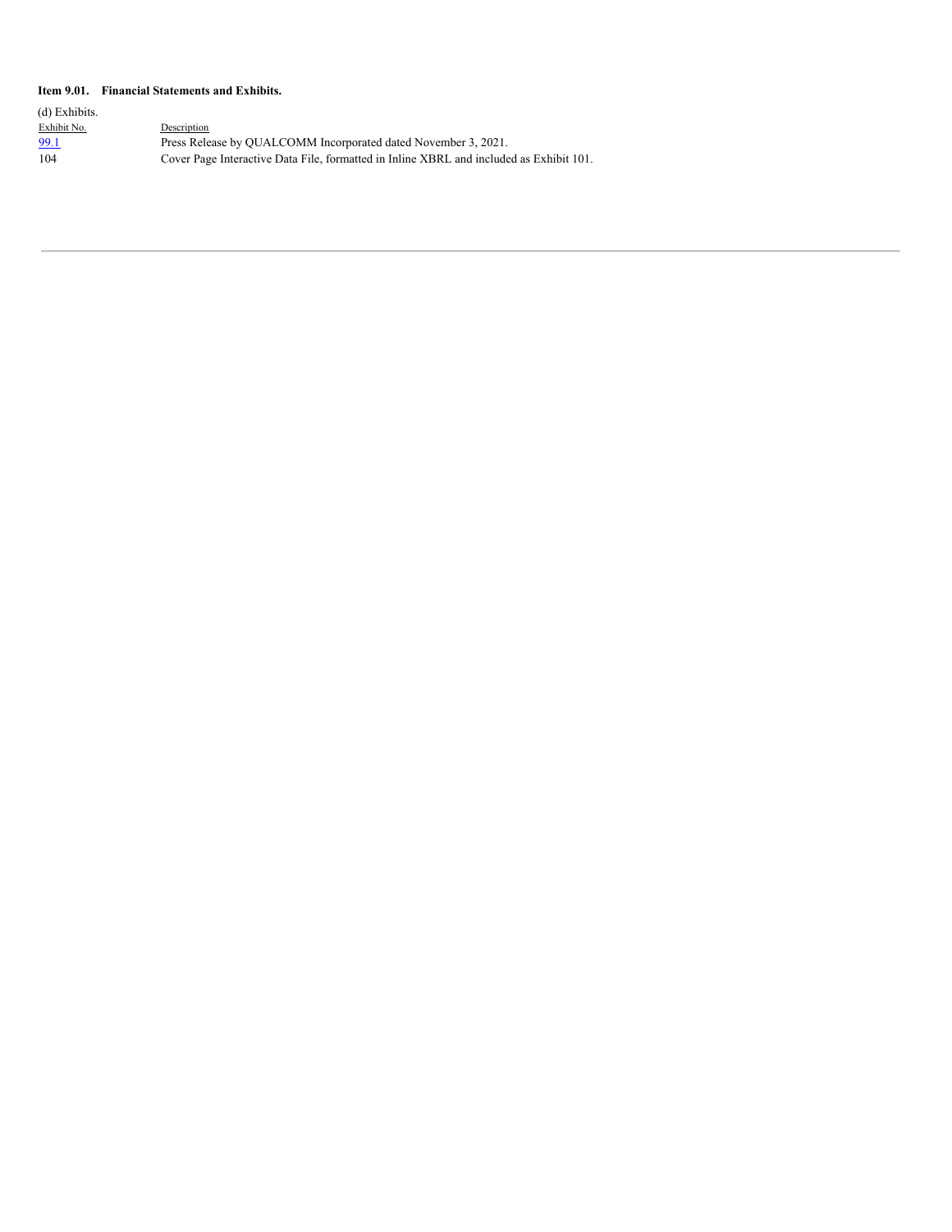**Item 9.01. Financial Statements and Exhibits.**

(d) Exhibits.

| Exhibit No. | Description |
| --- | --- |
| 99.1 | Press Release by QUALCOMM Incorporated dated November 3, 2021. |
| 104 | Cover Page Interactive Data File, formatted in Inline XBRL and included as Exhibit 101. |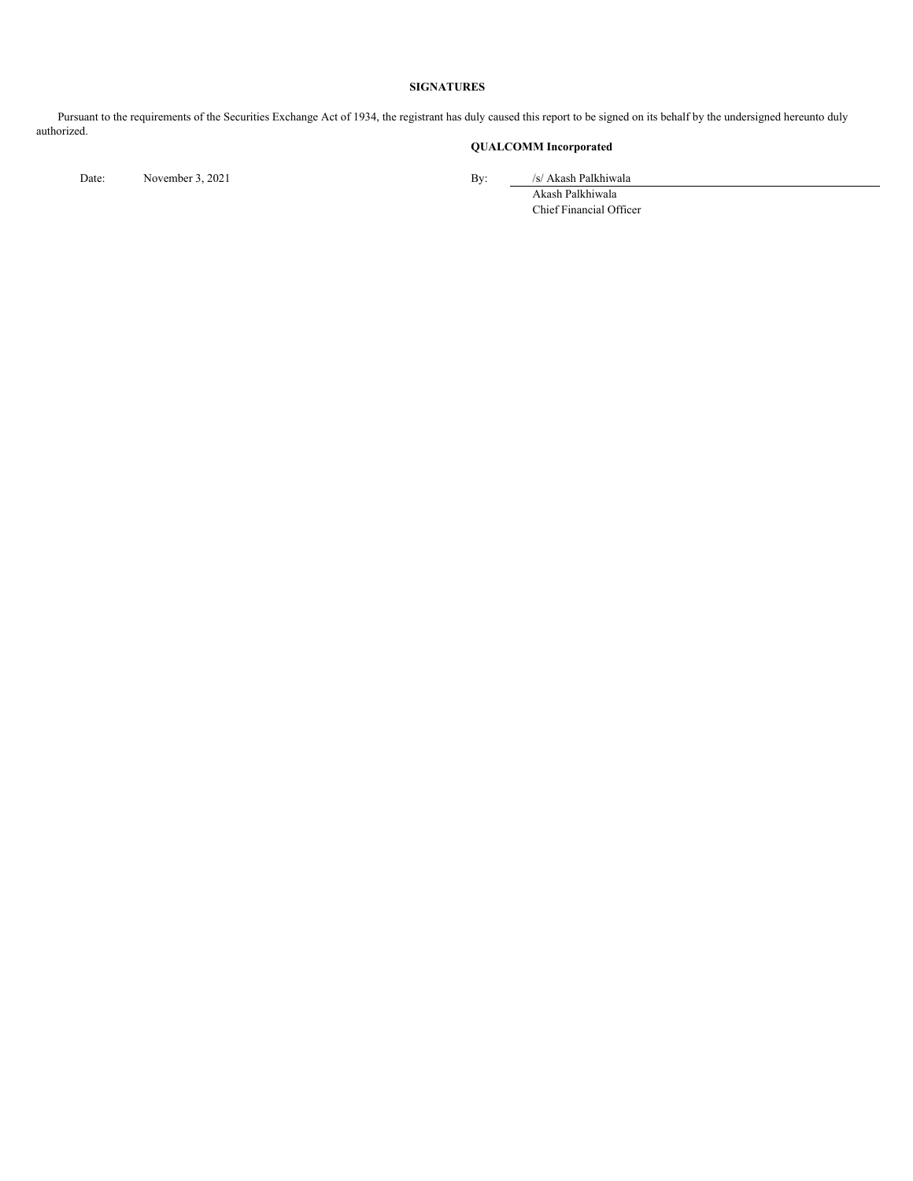**SIGNATURES**

Pursuant to the requirements of the Securities Exchange Act of 1934, the registrant has duly caused this report to be signed on its behalf by the undersigned hereunto duly authorized.

**QUALCOMM Incorporated**

Date: November 3, 2021

By: /s/ Akash Palkhiwala
Akash Palkhiwala
Chief Financial Officer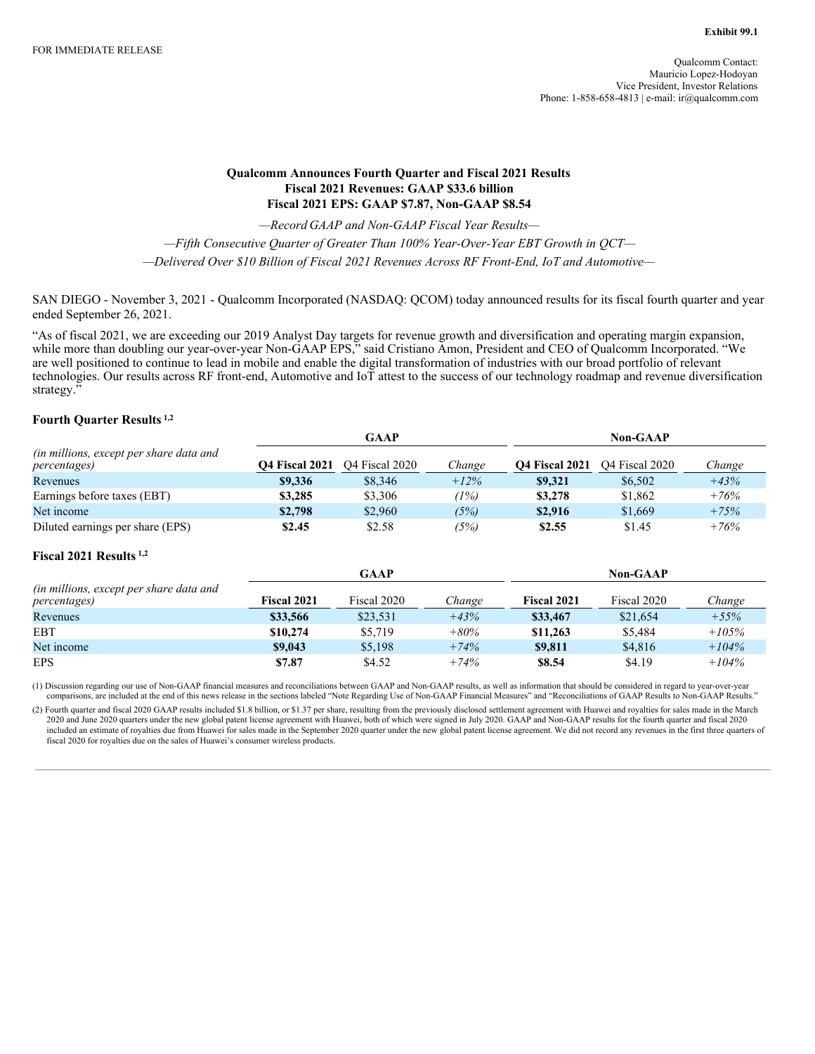Exhibit 99.1

FOR IMMEDIATE RELEASE

Qualcomm Contact:
Mauricio Lopez-Hodoyan
Vice President, Investor Relations
Phone: 1-858-658-4813 | e-mail: ir@qualcomm.com

# Qualcomm Announces Fourth Quarter and Fiscal 2021 Results
## Fiscal 2021 Revenues: GAAP $33.6 billion
## Fiscal 2021 EPS: GAAP $7.87, Non-GAAP $8.54

*—Record GAAP and Non-GAAP Fiscal Year Results—*

*—Fifth Consecutive Quarter of Greater Than 100% Year-Over-Year EBT Growth in QCT—*

*—Delivered Over $10 Billion of Fiscal 2021 Revenues Across RF Front-End, IoT and Automotive—*

SAN DIEGO - November 3, 2021 - Qualcomm Incorporated (NASDAQ: QCOM) today announced results for its fiscal fourth quarter and year ended September 26, 2021.

"As of fiscal 2021, we are exceeding our 2019 Analyst Day targets for revenue growth and diversification and operating margin expansion, while more than doubling our year-over-year Non-GAAP EPS," said Cristiano Amon, President and CEO of Qualcomm Incorporated. "We are well positioned to continue to lead in mobile and enable the digital transformation of industries with our broad portfolio of relevant technologies. Our results across RF front-end, Automotive and IoT attest to the success of our technology roadmap and revenue diversification strategy."

### Fourth Quarter Results [1,2]

| *(in millions, except per share data and percentages)* | GAAP | | | Non-GAAP | | |
|---|---|---|---|---|---|---|
| | **Q4 Fiscal 2021** | Q4 Fiscal 2020 | *Change* | **Q4 Fiscal 2021** | Q4 Fiscal 2020 | *Change* |
| Revenues | **$9,336** | $8,346 | *+12%* | **$9,321** | $6,502 | *+43%* |
| Earnings before taxes (EBT) | **$3,285** | $3,306 | *(1%)* | **$3,278** | $1,862 | *+76%* |
| Net income | **$2,798** | $2,960 | *(5%)* | **$2,916** | $1,669 | *+75%* |
| Diluted earnings per share (EPS) | **$2.45** | $2.58 | *(5%)* | **$2.55** | $1.45 | *+76%* |

### Fiscal 2021 Results [1,2]

| *(in millions, except per share data and percentages)* | GAAP | | | Non-GAAP | | |
|---|---|---|---|---|---|---|
| | **Fiscal 2021** | Fiscal 2020 | *Change* | **Fiscal 2021** | Fiscal 2020 | *Change* |
| Revenues | **$33,566** | $23,531 | *+43%* | **$33,467** | $21,654 | *+55%* |
| EBT | **$10,274** | $5,719 | *+80%* | **$11,263** | $5,484 | *+105%* |
| Net income | **$9,043** | $5,198 | *+74%* | **$9,811** | $4,816 | *+104%* |
| EPS | **$7.87** | $4.52 | *+74%* | **$8.54** | $4.19 | *+104%* |

(1) Discussion regarding our use of Non-GAAP financial measures and reconciliations between GAAP and Non-GAAP results, as well as information that should be considered in regard to year-over-year comparisons, are included at the end of this news release in the sections labeled "Note Regarding Use of Non-GAAP Financial Measures" and "Reconciliations of GAAP Results to Non-GAAP Results."

(2) Fourth quarter and fiscal 2020 GAAP results included $1.8 billion, or $1.37 per share, resulting from the previously disclosed settlement agreement with Huawei and royalties for sales made in the March 2020 and June 2020 quarters under the new global patent license agreement with Huawei, both of which were signed in July 2020. GAAP and Non-GAAP results for the fourth quarter and fiscal 2020 included an estimate of royalties due from Huawei for sales made in the September 2020 quarter under the new global patent license agreement. We did not record any revenues in the first three quarters of fiscal 2020 for royalties due on the sales of Huawei's consumer wireless products.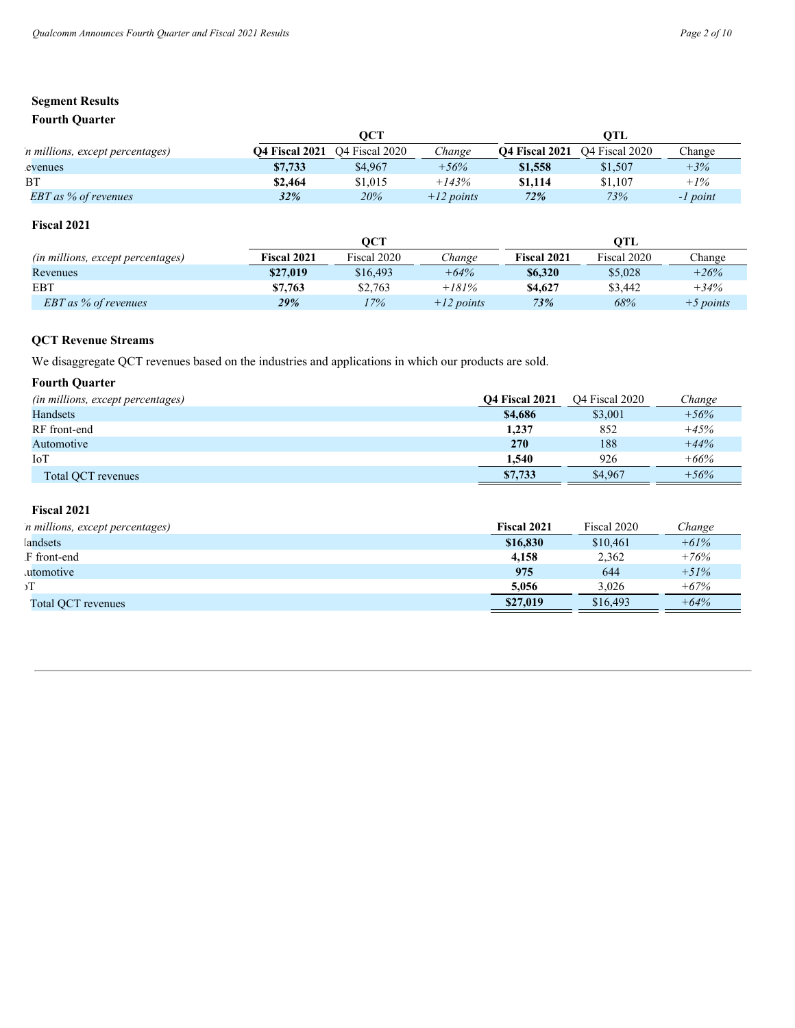## Segment Results

### Fourth Quarter

| (in millions, except percentages) | QCT | | | QTL | | |
|---|---|---|---|---|---|---|
| | **Q4 Fiscal 2021** | Q4 Fiscal 2020 | *Change* | **Q4 Fiscal 2021** | Q4 Fiscal 2020 | Change |
| Revenues | **$7,733** | $4,967 | *+56%* | **$1,558** | $1,507 | *+3%* |
| EBT | **$2,464** | $1,015 | *+143%* | **$1,114** | $1,107 | *+1%* |
| *EBT as % of revenues* | ***32%*** | *20%* | *+12 points* | ***72%*** | *73%* | *-1 point* |

### Fiscal 2021

| (in millions, except percentages) | QCT | | | QTL | | |
|---|---|---|---|---|---|---|
| | **Fiscal 2021** | Fiscal 2020 | *Change* | **Fiscal 2021** | Fiscal 2020 | Change |
| Revenues | **$27,019** | $16,493 | *+64%* | **$6,320** | $5,028 | *+26%* |
| EBT | **$7,763** | $2,763 | *+181%* | **$4,627** | $3,442 | *+34%* |
| *EBT as % of revenues* | ***29%*** | *17%* | *+12 points* | ***73%*** | *68%* | *+5 points* |

## QCT Revenue Streams

We disaggregate QCT revenues based on the industries and applications in which our products are sold.

### Fourth Quarter

| *(in millions, except percentages)* | **Q4 Fiscal 2021** | Q4 Fiscal 2020 | *Change* |
|---|---|---|---|
| Handsets | **$4,686** | $3,001 | *+56%* |
| RF front-end | **1,237** | 852 | *+45%* |
| Automotive | **270** | 188 | *+44%* |
| IoT | **1,540** | 926 | *+66%* |
| Total QCT revenues | **$7,733** | $4,967 | *+56%* |

### Fiscal 2021

| *(in millions, except percentages)* | **Fiscal 2021** | Fiscal 2020 | *Change* |
|---|---|---|---|
| Handsets | **$16,830** | $10,461 | *+61%* |
| RF front-end | **4,158** | 2,362 | *+76%* |
| Automotive | **975** | 644 | *+51%* |
| IoT | **5,056** | 3,026 | *+67%* |
| Total QCT revenues | **$27,019** | $16,493 | *+64%* |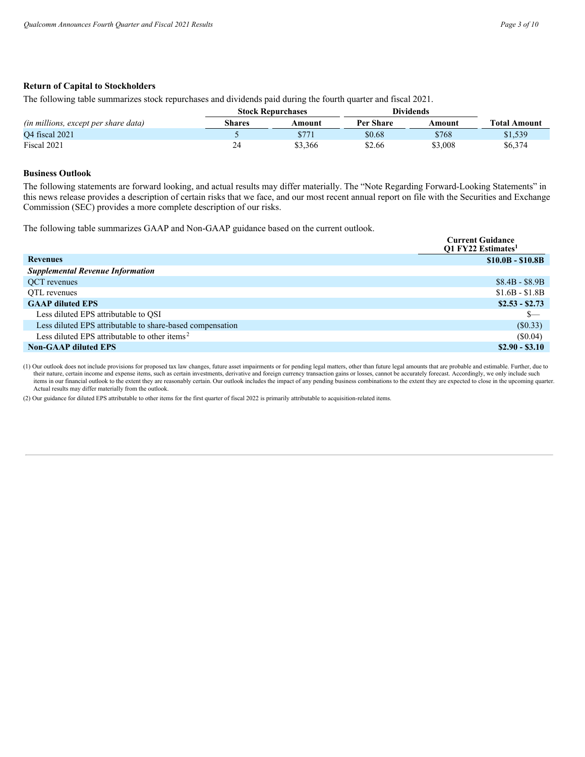**Return of Capital to Stockholders**

The following table summarizes stock repurchases and dividends paid during the fourth quarter and fiscal 2021.

| | Stock Repurchases | | Dividends | | |
|---|---|---|---|---|---|
| *(in millions, except per share data)* | **Shares** | **Amount** | **Per Share** | **Amount** | **Total Amount** |
| Q4 fiscal 2021 | 5 | $771 | $0.68 | $768 | $1,539 |
| Fiscal 2021 | 24 | $3,366 | $2.66 | $3,008 | $6,374 |

**Business Outlook**

The following statements are forward looking, and actual results may differ materially. The "Note Regarding Forward-Looking Statements" in this news release provides a description of certain risks that we face, and our most recent annual report on file with the Securities and Exchange Commission (SEC) provides a more complete description of our risks.

The following table summarizes GAAP and Non-GAAP guidance based on the current outlook.

| | Current Guidance Q1 FY22 Estimates[1] |
|---|---|
| **Revenues** | **$10.0B - $10.8B** |
| ***Supplemental Revenue Information*** | |
| QCT revenues | $8.4B - $8.9B |
| QTL revenues | $1.6B - $1.8B |
| **GAAP diluted EPS** | **$2.53 - $2.73** |
| Less diluted EPS attributable to QSI | $— |
| Less diluted EPS attributable to share-based compensation | ($0.33) |
| Less diluted EPS attributable to other items[2] | ($0.04) |
| **Non-GAAP diluted EPS** | **$2.90 - $3.10** |

(1) Our outlook does not include provisions for proposed tax law changes, future asset impairments or for pending legal matters, other than future legal amounts that are probable and estimable. Further, due to their nature, certain income and expense items, such as certain investments, derivative and foreign currency transaction gains or losses, cannot be accurately forecast. Accordingly, we only include such items in our financial outlook to the extent they are reasonably certain. Our outlook includes the impact of any pending business combinations to the extent they are expected to close in the upcoming quarter. Actual results may differ materially from the outlook.

(2) Our guidance for diluted EPS attributable to other items for the first quarter of fiscal 2022 is primarily attributable to acquisition-related items.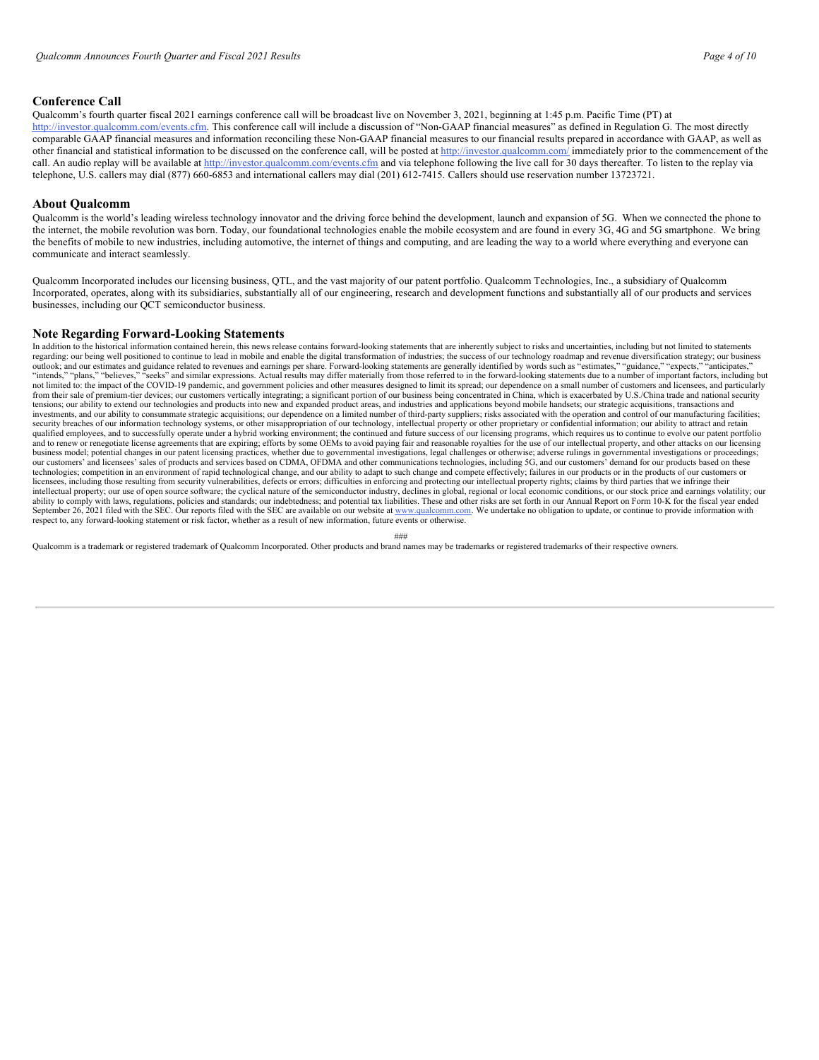## Conference Call

Qualcomm's fourth quarter fiscal 2021 earnings conference call will be broadcast live on November 3, 2021, beginning at 1:45 p.m. Pacific Time (PT) at http://investor.qualcomm.com/events.cfm. This conference call will include a discussion of "Non-GAAP financial measures" as defined in Regulation G. The most directly comparable GAAP financial measures and information reconciling these Non-GAAP financial measures to our financial results prepared in accordance with GAAP, as well as other financial and statistical information to be discussed on the conference call, will be posted at http://investor.qualcomm.com/ immediately prior to the commencement of the call. An audio replay will be available at http://investor.qualcomm.com/events.cfm and via telephone following the live call for 30 days thereafter. To listen to the replay via telephone, U.S. callers may dial (877) 660-6853 and international callers may dial (201) 612-7415. Callers should use reservation number 13723721.

## About Qualcomm

Qualcomm is the world's leading wireless technology innovator and the driving force behind the development, launch and expansion of 5G. When we connected the phone to the internet, the mobile revolution was born. Today, our foundational technologies enable the mobile ecosystem and are found in every 3G, 4G and 5G smartphone. We bring the benefits of mobile to new industries, including automotive, the internet of things and computing, and are leading the way to a world where everything and everyone can communicate and interact seamlessly.

Qualcomm Incorporated includes our licensing business, QTL, and the vast majority of our patent portfolio. Qualcomm Technologies, Inc., a subsidiary of Qualcomm Incorporated, operates, along with its subsidiaries, substantially all of our engineering, research and development functions and substantially all of our products and services businesses, including our QCT semiconductor business.

## Note Regarding Forward-Looking Statements

In addition to the historical information contained herein, this news release contains forward-looking statements that are inherently subject to risks and uncertainties, including but not limited to statements regarding: our being well positioned to continue to lead in mobile and enable the digital transformation of industries; the success of our technology roadmap and revenue diversification strategy; our business outlook; and our estimates and guidance related to revenues and earnings per share. Forward-looking statements are generally identified by words such as "estimates," "guidance," "expects," "anticipates," "intends," "plans," "believes," "seeks" and similar expressions. Actual results may differ materially from those referred to in the forward-looking statements due to a number of important factors, including but not limited to: the impact of the COVID-19 pandemic, and government policies and other measures designed to limit its spread; our dependence on a small number of customers and licensees, and particularly from their sale of premium-tier devices; our customers vertically integrating; a significant portion of our business being concentrated in China, which is exacerbated by U.S./China trade and national security tensions; our ability to extend our technologies and products into new and expanded product areas, and industries and applications beyond mobile handsets; our strategic acquisitions, transactions and investments, and our ability to consummate strategic acquisitions; our dependence on a limited number of third-party suppliers; risks associated with the operation and control of our manufacturing facilities; security breaches of our information technology systems, or other misappropriation of our technology, intellectual property or other proprietary or confidential information; our ability to attract and retain qualified employees, and to successfully operate under a hybrid working environment; the continued and future success of our licensing programs, which requires us to continue to evolve our patent portfolio and to renew or renegotiate license agreements that are expiring; efforts by some OEMs to avoid paying fair and reasonable royalties for the use of our intellectual property, and other attacks on our licensing business model; potential changes in our patent licensing practices, whether due to governmental investigations, legal challenges or otherwise; adverse rulings in governmental investigations or proceedings; our customers' and licensees' sales of products and services based on CDMA, OFDMA and other communications technologies, including 5G, and our customers' demand for our products based on these technologies; competition in an environment of rapid technological change, and our ability to adapt to such change and compete effectively; failures in our products or in the products of our customers or licensees, including those resulting from security vulnerabilities, defects or errors; difficulties in enforcing and protecting our intellectual property rights; claims by third parties that we infringe their intellectual property; our use of open source software; the cyclical nature of the semiconductor industry, declines in global, regional or local economic conditions, or our stock price and earnings volatility; our ability to comply with laws, regulations, policies and standards; our indebtedness; and potential tax liabilities. These and other risks are set forth in our Annual Report on Form 10-K for the fiscal year ended September 26, 2021 filed with the SEC. Our reports filed with the SEC are available on our website at www.qualcomm.com. We undertake no obligation to update, or continue to provide information with respect to, any forward-looking statement or risk factor, whether as a result of new information, future events or otherwise.

###

Qualcomm is a trademark or registered trademark of Qualcomm Incorporated. Other products and brand names may be trademarks or registered trademarks of their respective owners.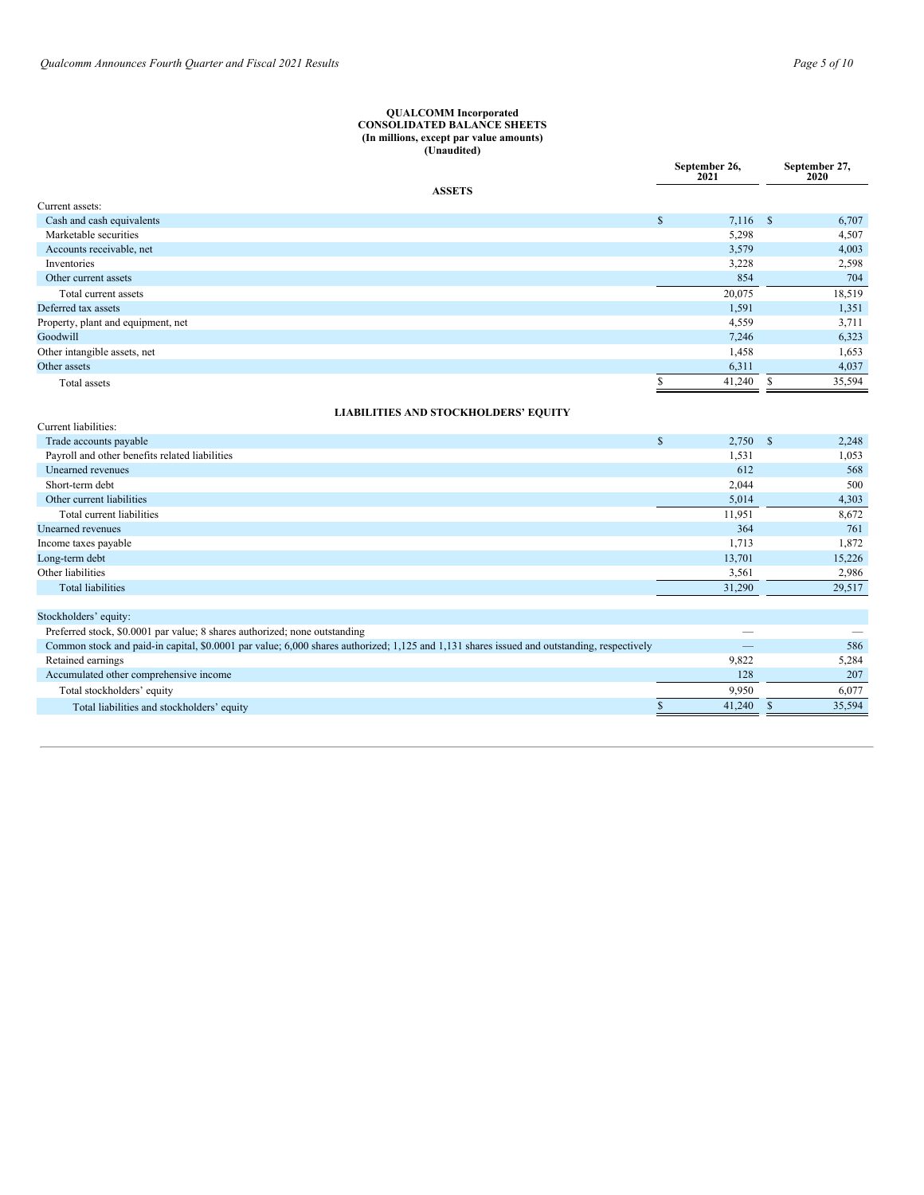**QUALCOMM Incorporated**
**CONSOLIDATED BALANCE SHEETS**
**(In millions, except par value amounts)**
**(Unaudited)**

| | September 26, 2021 | September 27, 2020 |
|---|---|---|
| **ASSETS** | | |
| Current assets: | | |
| Cash and cash equivalents | $ 7,116 | $ 6,707 |
| Marketable securities | 5,298 | 4,507 |
| Accounts receivable, net | 3,579 | 4,003 |
| Inventories | 3,228 | 2,598 |
| Other current assets | 854 | 704 |
| Total current assets | 20,075 | 18,519 |
| Deferred tax assets | 1,591 | 1,351 |
| Property, plant and equipment, net | 4,559 | 3,711 |
| Goodwill | 7,246 | 6,323 |
| Other intangible assets, net | 1,458 | 1,653 |
| Other assets | 6,311 | 4,037 |
| Total assets | $ 41,240 | $ 35,594 |
| **LIABILITIES AND STOCKHOLDERS' EQUITY** | | |
| Current liabilities: | | |
| Trade accounts payable | $ 2,750 | $ 2,248 |
| Payroll and other benefits related liabilities | 1,531 | 1,053 |
| Unearned revenues | 612 | 568 |
| Short-term debt | 2,044 | 500 |
| Other current liabilities | 5,014 | 4,303 |
| Total current liabilities | 11,951 | 8,672 |
| Unearned revenues | 364 | 761 |
| Income taxes payable | 1,713 | 1,872 |
| Long-term debt | 13,701 | 15,226 |
| Other liabilities | 3,561 | 2,986 |
| Total liabilities | 31,290 | 29,517 |
| Stockholders' equity: | | |
| Preferred stock, $0.0001 par value; 8 shares authorized; none outstanding | — | — |
| Common stock and paid-in capital, $0.0001 par value; 6,000 shares authorized; 1,125 and 1,131 shares issued and outstanding, respectively | — | 586 |
| Retained earnings | 9,822 | 5,284 |
| Accumulated other comprehensive income | 128 | 207 |
| Total stockholders' equity | 9,950 | 6,077 |
| Total liabilities and stockholders' equity | $ 41,240 | $ 35,594 |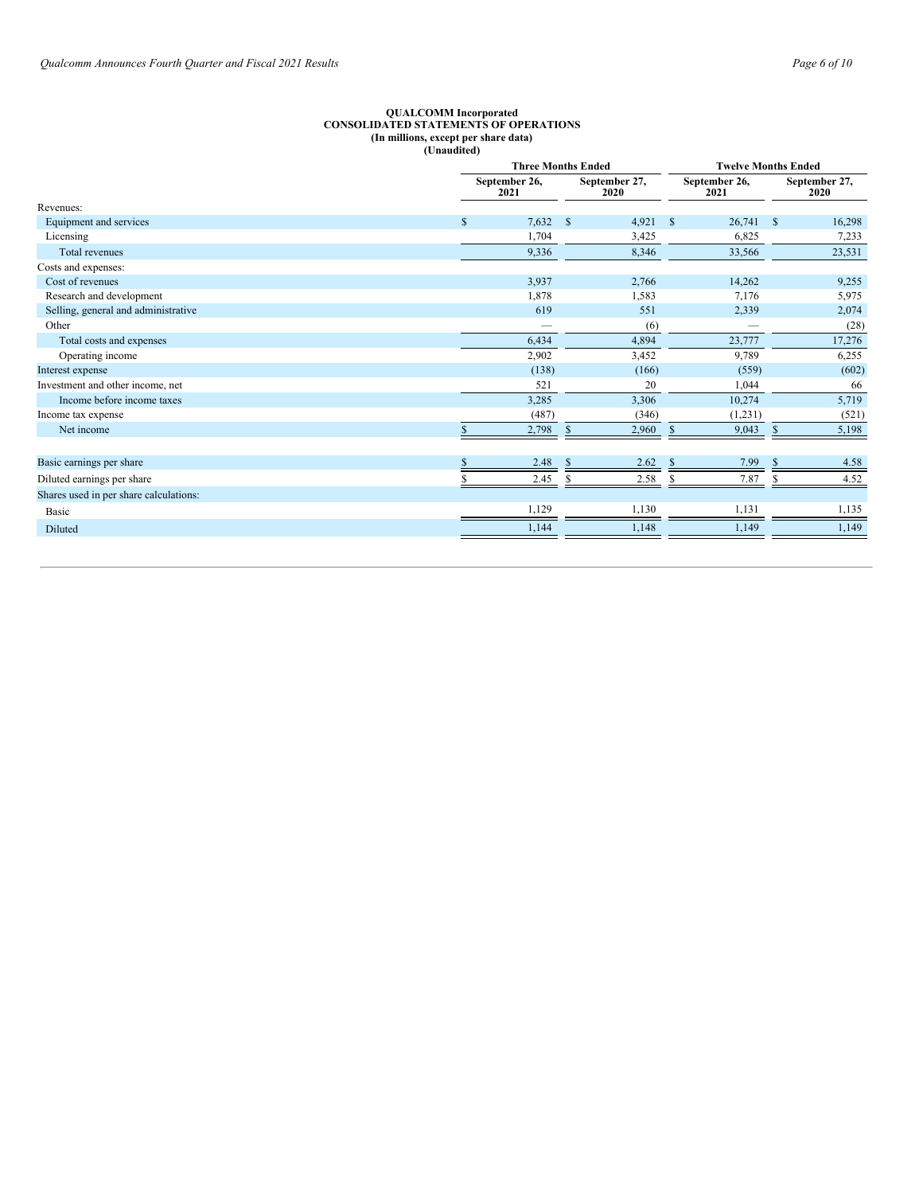**QUALCOMM Incorporated**
**CONSOLIDATED STATEMENTS OF OPERATIONS**
**(In millions, except per share data)**
**(Unaudited)**

| | Three Months Ended | | Twelve Months Ended | |
|---|---|---|---|---|
| | September 26, 2021 | September 27, 2020 | September 26, 2021 | September 27, 2020 |
| Revenues: | | | | |
| Equipment and services | $ 7,632 | $ 4,921 | $ 26,741 | $ 16,298 |
| Licensing | 1,704 | 3,425 | 6,825 | 7,233 |
| Total revenues | 9,336 | 8,346 | 33,566 | 23,531 |
| Costs and expenses: | | | | |
| Cost of revenues | 3,937 | 2,766 | 14,262 | 9,255 |
| Research and development | 1,878 | 1,583 | 7,176 | 5,975 |
| Selling, general and administrative | 619 | 551 | 2,339 | 2,074 |
| Other | — | (6) | — | (28) |
| Total costs and expenses | 6,434 | 4,894 | 23,777 | 17,276 |
| Operating income | 2,902 | 3,452 | 9,789 | 6,255 |
| Interest expense | (138) | (166) | (559) | (602) |
| Investment and other income, net | 521 | 20 | 1,044 | 66 |
| Income before income taxes | 3,285 | 3,306 | 10,274 | 5,719 |
| Income tax expense | (487) | (346) | (1,231) | (521) |
| Net income | $ 2,798 | $ 2,960 | $ 9,043 | $ 5,198 |
| | | | | |
| Basic earnings per share | $ 2.48 | $ 2.62 | $ 7.99 | $ 4.58 |
| Diluted earnings per share | $ 2.45 | $ 2.58 | $ 7.87 | $ 4.52 |
| Shares used in per share calculations: | | | | |
| Basic | 1,129 | 1,130 | 1,131 | 1,135 |
| Diluted | 1,144 | 1,148 | 1,149 | 1,149 |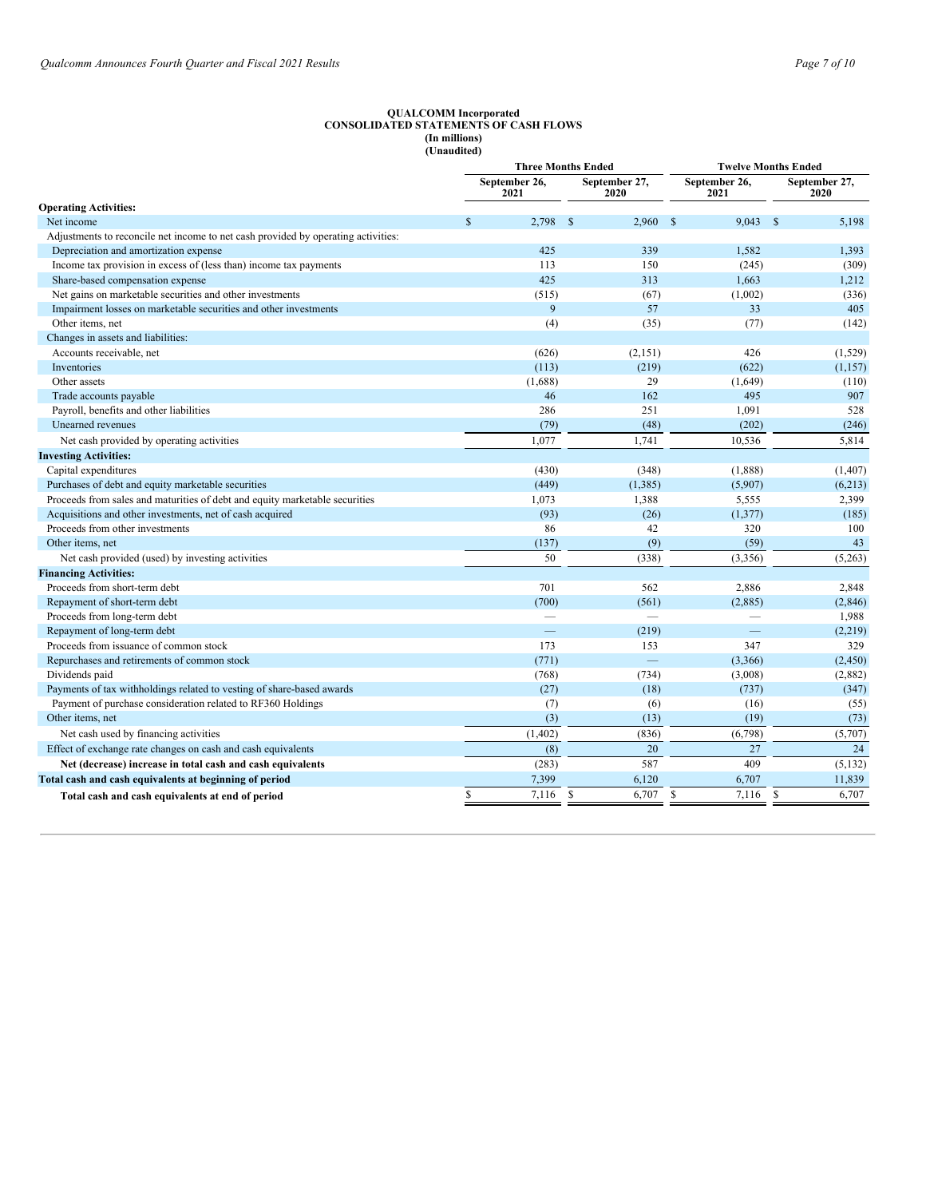**QUALCOMM Incorporated**
**CONSOLIDATED STATEMENTS OF CASH FLOWS**
**(In millions)**
**(Unaudited)**

| | Three Months Ended | | Twelve Months Ended | |
|---|---|---|---|---|
| | September 26, 2021 | September 27, 2020 | September 26, 2021 | September 27, 2020 |
| **Operating Activities:** | | | | |
| Net income | $ 2,798 | $ 2,960 | $ 9,043 | $ 5,198 |
| Adjustments to reconcile net income to net cash provided by operating activities: | | | | |
| Depreciation and amortization expense | 425 | 339 | 1,582 | 1,393 |
| Income tax provision in excess of (less than) income tax payments | 113 | 150 | (245) | (309) |
| Share-based compensation expense | 425 | 313 | 1,663 | 1,212 |
| Net gains on marketable securities and other investments | (515) | (67) | (1,002) | (336) |
| Impairment losses on marketable securities and other investments | 9 | 57 | 33 | 405 |
| Other items, net | (4) | (35) | (77) | (142) |
| Changes in assets and liabilities: | | | | |
| Accounts receivable, net | (626) | (2,151) | 426 | (1,529) |
| Inventories | (113) | (219) | (622) | (1,157) |
| Other assets | (1,688) | 29 | (1,649) | (110) |
| Trade accounts payable | 46 | 162 | 495 | 907 |
| Payroll, benefits and other liabilities | 286 | 251 | 1,091 | 528 |
| Unearned revenues | (79) | (48) | (202) | (246) |
| Net cash provided by operating activities | 1,077 | 1,741 | 10,536 | 5,814 |
| **Investing Activities:** | | | | |
| Capital expenditures | (430) | (348) | (1,888) | (1,407) |
| Purchases of debt and equity marketable securities | (449) | (1,385) | (5,907) | (6,213) |
| Proceeds from sales and maturities of debt and equity marketable securities | 1,073 | 1,388 | 5,555 | 2,399 |
| Acquisitions and other investments, net of cash acquired | (93) | (26) | (1,377) | (185) |
| Proceeds from other investments | 86 | 42 | 320 | 100 |
| Other items, net | (137) | (9) | (59) | 43 |
| Net cash provided (used) by investing activities | 50 | (338) | (3,356) | (5,263) |
| **Financing Activities:** | | | | |
| Proceeds from short-term debt | 701 | 562 | 2,886 | 2,848 |
| Repayment of short-term debt | (700) | (561) | (2,885) | (2,846) |
| Proceeds from long-term debt | — | — | — | 1,988 |
| Repayment of long-term debt | — | (219) | — | (2,219) |
| Proceeds from issuance of common stock | 173 | 153 | 347 | 329 |
| Repurchases and retirements of common stock | (771) | — | (3,366) | (2,450) |
| Dividends paid | (768) | (734) | (3,008) | (2,882) |
| Payments of tax withholdings related to vesting of share-based awards | (27) | (18) | (737) | (347) |
| Payment of purchase consideration related to RF360 Holdings | (7) | (6) | (16) | (55) |
| Other items, net | (3) | (13) | (19) | (73) |
| Net cash used by financing activities | (1,402) | (836) | (6,798) | (5,707) |
| Effect of exchange rate changes on cash and cash equivalents | (8) | 20 | 27 | 24 |
| **Net (decrease) increase in total cash and cash equivalents** | (283) | 587 | 409 | (5,132) |
| **Total cash and cash equivalents at beginning of period** | 7,399 | 6,120 | 6,707 | 11,839 |
| **Total cash and cash equivalents at end of period** | $ 7,116 | $ 6,707 | $ 7,116 | $ 6,707 |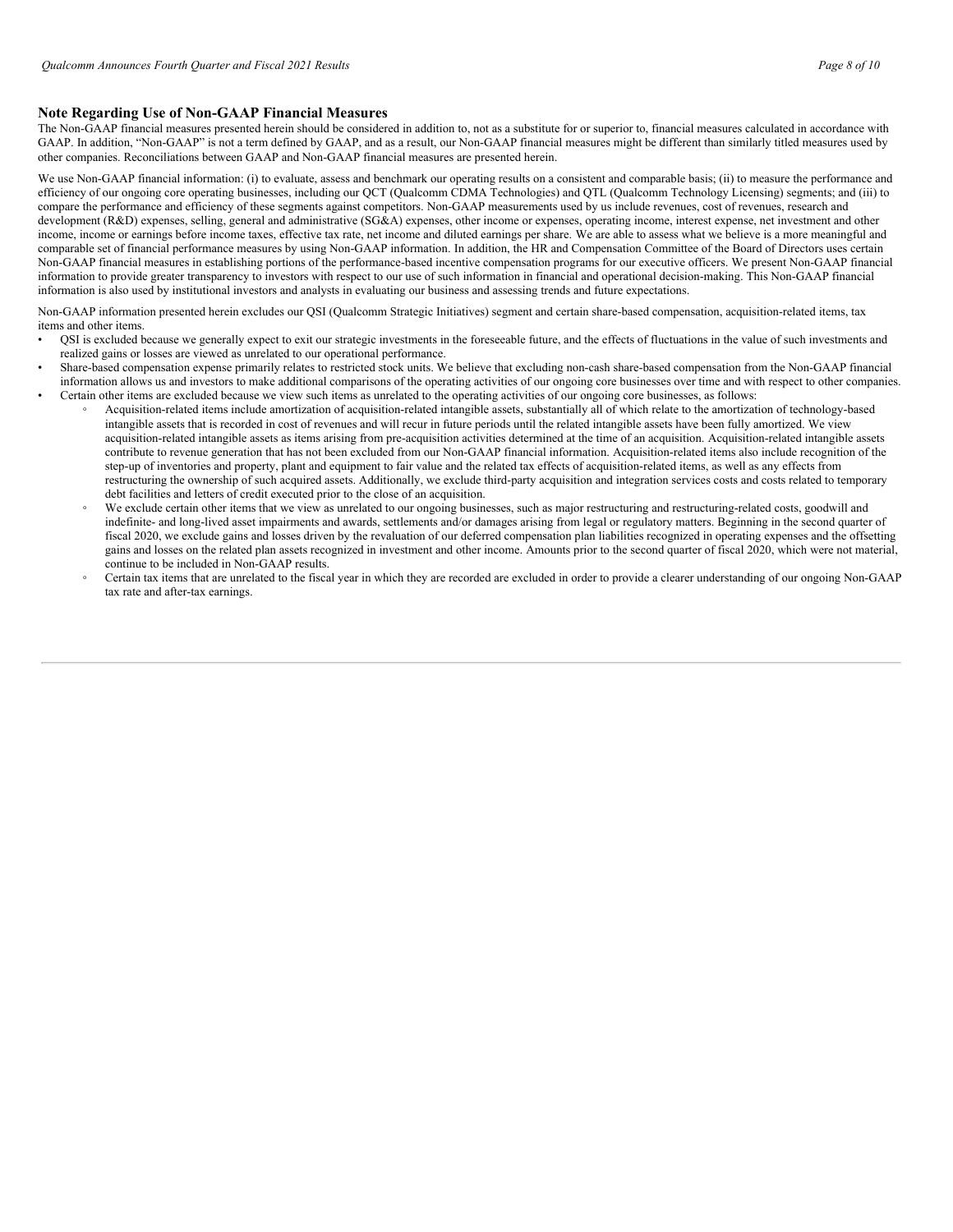## Note Regarding Use of Non-GAAP Financial Measures

The Non-GAAP financial measures presented herein should be considered in addition to, not as a substitute for or superior to, financial measures calculated in accordance with GAAP. In addition, "Non-GAAP" is not a term defined by GAAP, and as a result, our Non-GAAP financial measures might be different than similarly titled measures used by other companies. Reconciliations between GAAP and Non-GAAP financial measures are presented herein.

We use Non-GAAP financial information: (i) to evaluate, assess and benchmark our operating results on a consistent and comparable basis; (ii) to measure the performance and efficiency of our ongoing core operating businesses, including our QCT (Qualcomm CDMA Technologies) and QTL (Qualcomm Technology Licensing) segments; and (iii) to compare the performance and efficiency of these segments against competitors. Non-GAAP measurements used by us include revenues, cost of revenues, research and development (R&D) expenses, selling, general and administrative (SG&A) expenses, other income or expenses, operating income, interest expense, net investment and other income, income or earnings before income taxes, effective tax rate, net income and diluted earnings per share. We are able to assess what we believe is a more meaningful and comparable set of financial performance measures by using Non-GAAP information. In addition, the HR and Compensation Committee of the Board of Directors uses certain Non-GAAP financial measures in establishing portions of the performance-based incentive compensation programs for our executive officers. We present Non-GAAP financial information to provide greater transparency to investors with respect to our use of such information in financial and operational decision-making. This Non-GAAP financial information is also used by institutional investors and analysts in evaluating our business and assessing trends and future expectations.

Non-GAAP information presented herein excludes our QSI (Qualcomm Strategic Initiatives) segment and certain share-based compensation, acquisition-related items, tax items and other items.

- QSI is excluded because we generally expect to exit our strategic investments in the foreseeable future, and the effects of fluctuations in the value of such investments and realized gains or losses are viewed as unrelated to our operational performance.
- Share-based compensation expense primarily relates to restricted stock units. We believe that excluding non-cash share-based compensation from the Non-GAAP financial information allows us and investors to make additional comparisons of the operating activities of our ongoing core businesses over time and with respect to other companies.
- Certain other items are excluded because we view such items as unrelated to the operating activities of our ongoing core businesses, as follows:
  - Acquisition-related items include amortization of acquisition-related intangible assets, substantially all of which relate to the amortization of technology-based intangible assets that is recorded in cost of revenues and will recur in future periods until the related intangible assets have been fully amortized. We view acquisition-related intangible assets as items arising from pre-acquisition activities determined at the time of an acquisition. Acquisition-related intangible assets contribute to revenue generation that has not been excluded from our Non-GAAP financial information. Acquisition-related items also include recognition of the step-up of inventories and property, plant and equipment to fair value and the related tax effects of acquisition-related items, as well as any effects from restructuring the ownership of such acquired assets. Additionally, we exclude third-party acquisition and integration services costs and costs related to temporary debt facilities and letters of credit executed prior to the close of an acquisition.
  - We exclude certain other items that we view as unrelated to our ongoing businesses, such as major restructuring and restructuring-related costs, goodwill and indefinite- and long-lived asset impairments and awards, settlements and/or damages arising from legal or regulatory matters. Beginning in the second quarter of fiscal 2020, we exclude gains and losses driven by the revaluation of our deferred compensation plan liabilities recognized in operating expenses and the offsetting gains and losses on the related plan assets recognized in investment and other income. Amounts prior to the second quarter of fiscal 2020, which were not material, continue to be included in Non-GAAP results.
  - Certain tax items that are unrelated to the fiscal year in which they are recorded are excluded in order to provide a clearer understanding of our ongoing Non-GAAP tax rate and after-tax earnings.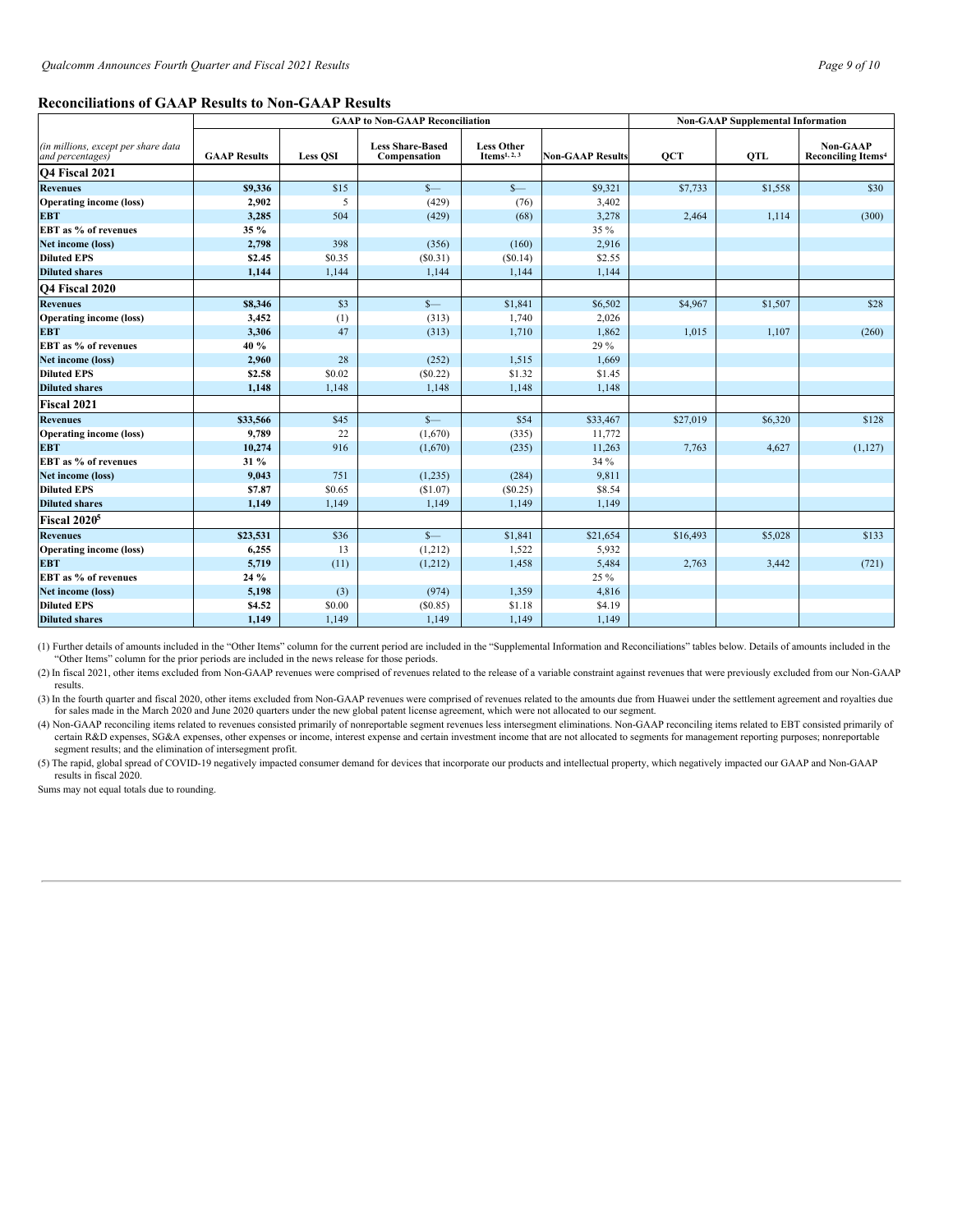## Reconciliations of GAAP Results to Non-GAAP Results

| (in millions, except per share data and percentages) | GAAP to Non-GAAP Reconciliation | | | | | Non-GAAP Supplemental Information | | |
|---|---|---|---|---|---|---|---|---|
| | GAAP Results | Less QSI | Less Share-Based Compensation | Less Other Items[1, 2, 3] | Non-GAAP Results | QCT | QTL | Non-GAAP Reconciling Items[4] |
| **Q4 Fiscal 2021** | | | | | | | | |
| **Revenues** | **$9,336** | $15 | $— | $— | $9,321 | $7,733 | $1,558 | $30 |
| **Operating income (loss)** | **2,902** | 5 | (429) | (76) | 3,402 | | | |
| **EBT** | **3,285** | 504 | (429) | (68) | 3,278 | 2,464 | 1,114 | (300) |
| **EBT as % of revenues** | **35 %** | | | | 35 % | | | |
| **Net income (loss)** | **2,798** | 398 | (356) | (160) | 2,916 | | | |
| **Diluted EPS** | **$2.45** | $0.35 | ($0.31) | ($0.14) | $2.55 | | | |
| **Diluted shares** | **1,144** | 1,144 | 1,144 | 1,144 | 1,144 | | | |
| **Q4 Fiscal 2020** | | | | | | | | |
| **Revenues** | **$8,346** | $3 | $— | $1,841 | $6,502 | $4,967 | $1,507 | $28 |
| **Operating income (loss)** | **3,452** | (1) | (313) | 1,740 | 2,026 | | | |
| **EBT** | **3,306** | 47 | (313) | 1,710 | 1,862 | 1,015 | 1,107 | (260) |
| **EBT as % of revenues** | **40 %** | | | | 29 % | | | |
| **Net income (loss)** | **2,960** | 28 | (252) | 1,515 | 1,669 | | | |
| **Diluted EPS** | **$2.58** | $0.02 | ($0.22) | $1.32 | $1.45 | | | |
| **Diluted shares** | **1,148** | 1,148 | 1,148 | 1,148 | 1,148 | | | |
| **Fiscal 2021** | | | | | | | | |
| **Revenues** | **$33,566** | $45 | $— | $54 | $33,467 | $27,019 | $6,320 | $128 |
| **Operating income (loss)** | **9,789** | 22 | (1,670) | (335) | 11,772 | | | |
| **EBT** | **10,274** | 916 | (1,670) | (235) | 11,263 | 7,763 | 4,627 | (1,127) |
| **EBT as % of revenues** | **31 %** | | | | 34 % | | | |
| **Net income (loss)** | **9,043** | 751 | (1,235) | (284) | 9,811 | | | |
| **Diluted EPS** | **$7.87** | $0.65 | ($1.07) | ($0.25) | $8.54 | | | |
| **Diluted shares** | **1,149** | 1,149 | 1,149 | 1,149 | 1,149 | | | |
| **Fiscal 2020[5]** | | | | | | | | |
| **Revenues** | **$23,531** | $36 | $— | $1,841 | $21,654 | $16,493 | $5,028 | $133 |
| **Operating income (loss)** | **6,255** | 13 | (1,212) | 1,522 | 5,932 | | | |
| **EBT** | **5,719** | (11) | (1,212) | 1,458 | 5,484 | 2,763 | 3,442 | (721) |
| **EBT as % of revenues** | **24 %** | | | | 25 % | | | |
| **Net income (loss)** | **5,198** | (3) | (974) | 1,359 | 4,816 | | | |
| **Diluted EPS** | **$4.52** | $0.00 | ($0.85) | $1.18 | $4.19 | | | |
| **Diluted shares** | **1,149** | 1,149 | 1,149 | 1,149 | 1,149 | | | |

(1) Further details of amounts included in the "Other Items" column for the current period are included in the "Supplemental Information and Reconciliations" tables below. Details of amounts included in the "Other Items" column for the prior periods are included in the news release for those periods.

(2) In fiscal 2021, other items excluded from Non-GAAP revenues were comprised of revenues related to the release of a variable constraint against revenues that were previously excluded from our Non-GAAP results.

(3) In the fourth quarter and fiscal 2020, other items excluded from Non-GAAP revenues were comprised of revenues related to the amounts due from Huawei under the settlement agreement and royalties due for sales made in the March 2020 and June 2020 quarters under the new global patent license agreement, which were not allocated to our segment.

(4) Non-GAAP reconciling items related to revenues consisted primarily of nonreportable segment revenues less intersegment eliminations. Non-GAAP reconciling items related to EBT consisted primarily of certain R&D expenses, SG&A expenses, other expenses or income, interest expense and certain investment income that are not allocated to segments for management reporting purposes; nonreportable segment results; and the elimination of intersegment profit.

(5) The rapid, global spread of COVID-19 negatively impacted consumer demand for devices that incorporate our products and intellectual property, which negatively impacted our GAAP and Non-GAAP results in fiscal 2020.

Sums may not equal totals due to rounding.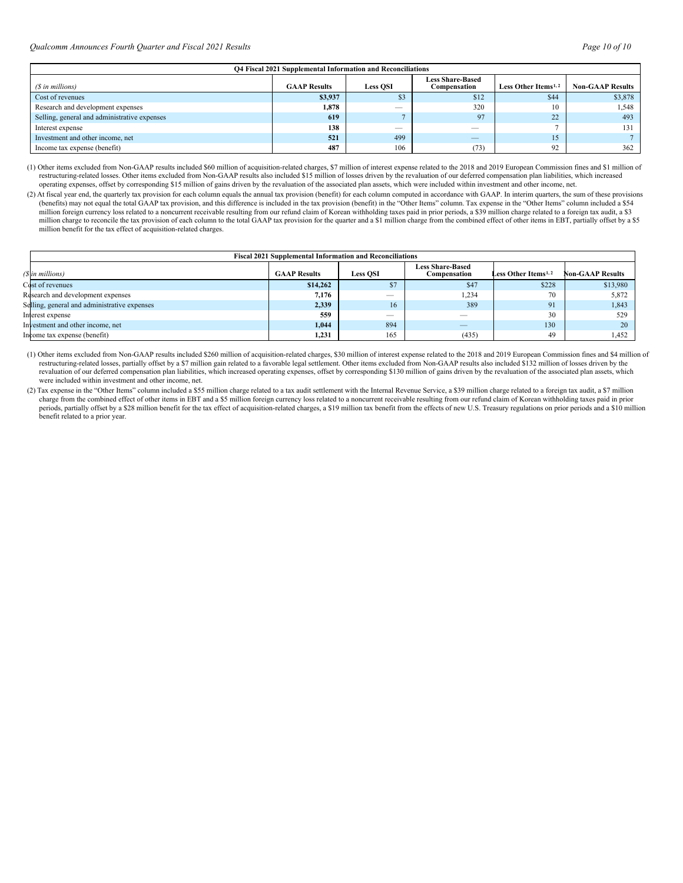| Q4 Fiscal 2021 Supplemental Information and Reconciliations | | | | | |
|---|---|---|---|---|---|
| *($ in millions)* | **GAAP Results** | **Less QSI** | **Less Share-Based Compensation** | **Less Other Items[1, 2]** | **Non-GAAP Results** |
| Cost of revenues | **$3,937** | $3 | $12 | $44 | $3,878 |
| Research and development expenses | **1,878** | — | 320 | 10 | 1,548 |
| Selling, general and administrative expenses | **619** | 7 | 97 | 22 | 493 |
| Interest expense | **138** | — | — | 7 | 131 |
| Investment and other income, net | **521** | 499 | — | 15 | 7 |
| Income tax expense (benefit) | **487** | 106 | (73) | 92 | 362 |

(1) Other items excluded from Non-GAAP results included $60 million of acquisition-related charges, $7 million of interest expense related to the 2018 and 2019 European Commission fines and $1 million of restructuring-related losses. Other items excluded from Non-GAAP results also included $15 million of losses driven by the revaluation of our deferred compensation plan liabilities, which increased operating expenses, offset by corresponding $15 million of gains driven by the revaluation of the associated plan assets, which were included within investment and other income, net.

(2) At fiscal year end, the quarterly tax provision for each column equals the annual tax provision (benefit) for each column computed in accordance with GAAP. In interim quarters, the sum of these provisions (benefits) may not equal the total GAAP tax provision, and this difference is included in the tax provision (benefit) in the "Other Items" column. Tax expense in the "Other Items" column included a $54 million foreign currency loss related to a noncurrent receivable resulting from our refund claim of Korean withholding taxes paid in prior periods, a $39 million charge related to a foreign tax audit, a $3 million charge to reconcile the tax provision of each column to the total GAAP tax provision for the quarter and a $1 million charge from the combined effect of other items in EBT, partially offset by a $5 million benefit for the tax effect of acquisition-related charges.

| Fiscal 2021 Supplemental Information and Reconciliations | | | | | |
|---|---|---|---|---|---|
| *($ in millions)* | **GAAP Results** | **Less QSI** | **Less Share-Based Compensation** | **Less Other Items[1, 2]** | **Non-GAAP Results** |
| Cost of revenues | **$14,262** | $7 | $47 | $228 | $13,980 |
| Research and development expenses | **7,176** | — | 1,234 | 70 | 5,872 |
| Selling, general and administrative expenses | **2,339** | 16 | 389 | 91 | 1,843 |
| Interest expense | **559** | — | — | 30 | 529 |
| Investment and other income, net | **1,044** | 894 | — | 130 | 20 |
| Income tax expense (benefit) | **1,231** | 165 | (435) | 49 | 1,452 |

(1) Other items excluded from Non-GAAP results included $260 million of acquisition-related charges, $30 million of interest expense related to the 2018 and 2019 European Commission fines and $4 million of restructuring-related losses, partially offset by a $7 million gain related to a favorable legal settlement. Other items excluded from Non-GAAP results also included $132 million of losses driven by the revaluation of our deferred compensation plan liabilities, which increased operating expenses, offset by corresponding $130 million of gains driven by the revaluation of the associated plan assets, which were included within investment and other income, net.

(2) Tax expense in the "Other Items" column included a $55 million charge related to a tax audit settlement with the Internal Revenue Service, a $39 million charge related to a foreign tax audit, a $7 million charge from the combined effect of other items in EBT and a $5 million foreign currency loss related to a noncurrent receivable resulting from our refund claim of Korean withholding taxes paid in prior periods, partially offset by a $28 million benefit for the tax effect of acquisition-related charges, a $19 million tax benefit from the effects of new U.S. Treasury regulations on prior periods and a $10 million benefit related to a prior year.